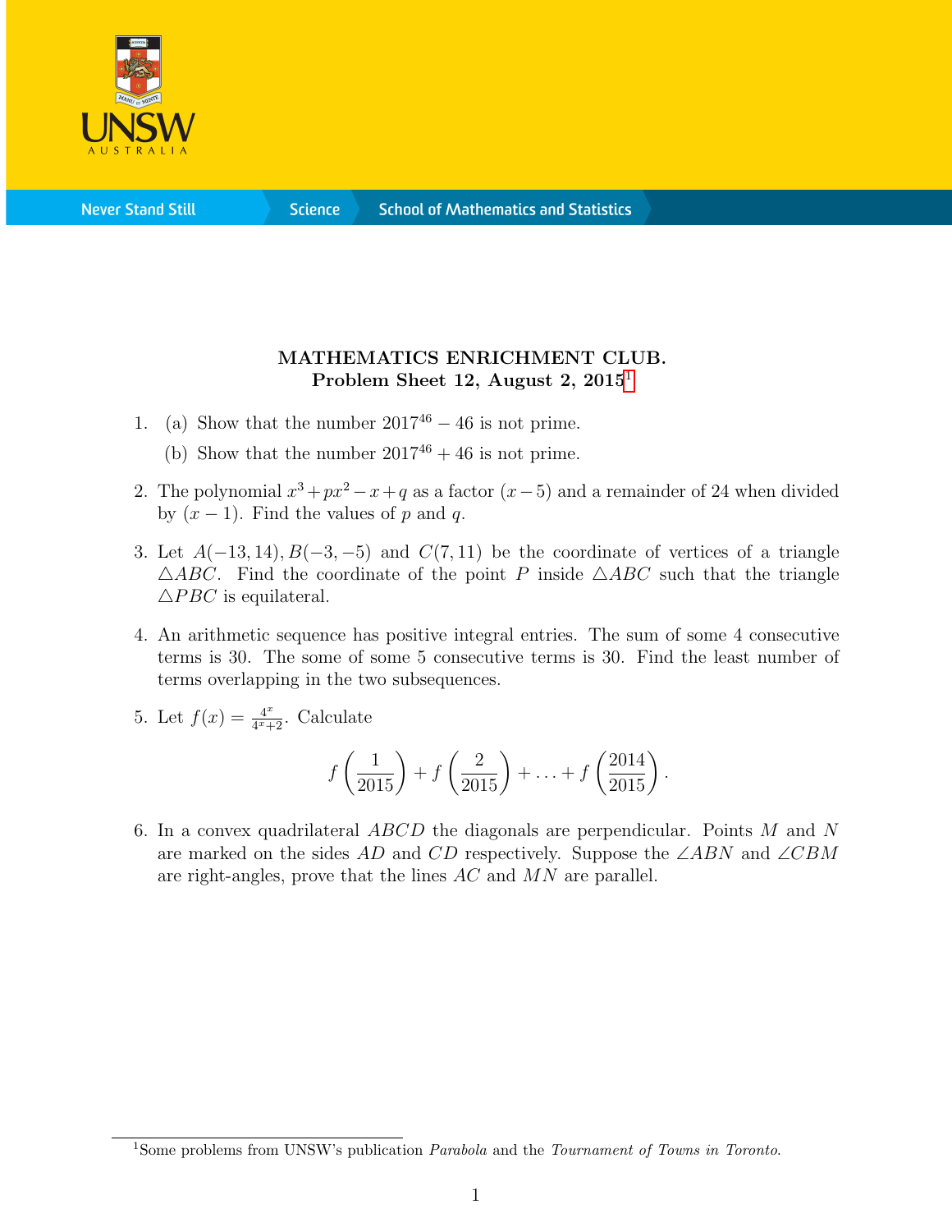**MATHEMATICS ENRICHMENT CLUB.**
**Problem Sheet 12, August 2, 2015**[1]

1. (a) Show that the number $2017^{46} - 46$ is not prime.

   (b) Show that the number $2017^{46} + 46$ is not prime.

2. The polynomial $x^3 + px^2 - x + q$ as a factor $(x - 5)$ and a remainder of 24 when divided by $(x - 1)$. Find the values of $p$ and $q$.

3. Let $A(-13, 14), B(-3, -5)$ and $C(7, 11)$ be the coordinate of vertices of a triangle $\triangle ABC$. Find the coordinate of the point $P$ inside $\triangle ABC$ such that the triangle $\triangle PBC$ is equilateral.

4. An arithmetic sequence has positive integral entries. The sum of some 4 consecutive terms is 30. The some of some 5 consecutive terms is 30. Find the least number of terms overlapping in the two subsequences.

5. Let $f(x) = \frac{4^x}{4^x+2}$. Calculate
$$f\left(\frac{1}{2015}\right) + f\left(\frac{2}{2015}\right) + \ldots + f\left(\frac{2014}{2015}\right).$$

6. In a convex quadrilateral $ABCD$ the diagonals are perpendicular. Points $M$ and $N$ are marked on the sides $AD$ and $CD$ respectively. Suppose the $\angle ABN$ and $\angle CBM$ are right-angles, prove that the lines $AC$ and $MN$ are parallel.

[1] Some problems from UNSW's publication *Parabola* and the *Tournament of Towns in Toronto*.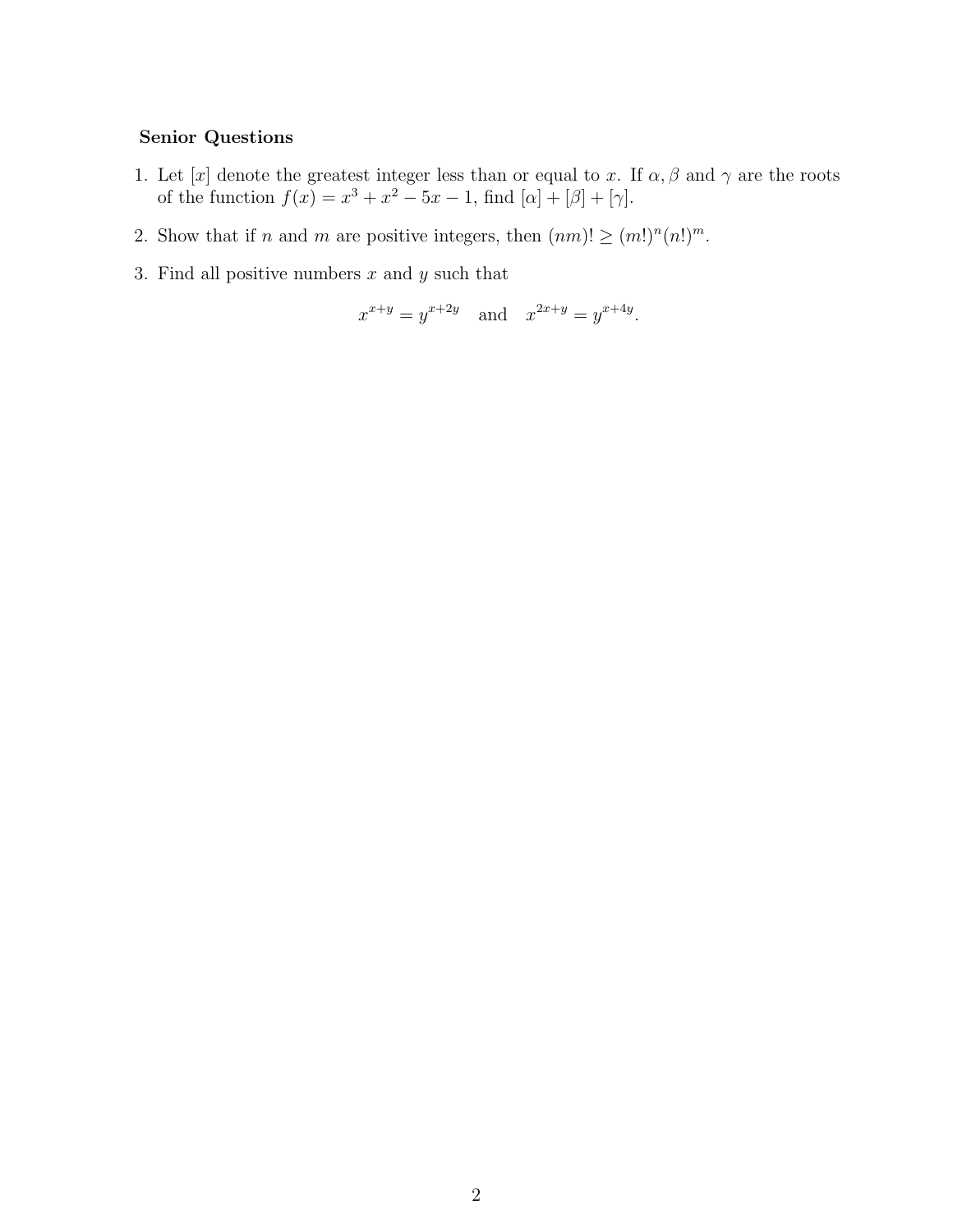**Senior Questions**

1. Let $[x]$ denote the greatest integer less than or equal to $x$. If $\alpha, \beta$ and $\gamma$ are the roots of the function $f(x) = x^3 + x^2 - 5x - 1$, find $[\alpha] + [\beta] + [\gamma]$.

2. Show that if $n$ and $m$ are positive integers, then $(nm)! \geq (m!)^n (n!)^m$.

3. Find all positive numbers $x$ and $y$ such that

$$x^{x+y} = y^{x+2y} \quad \text{and} \quad x^{2x+y} = y^{x+4y}.$$